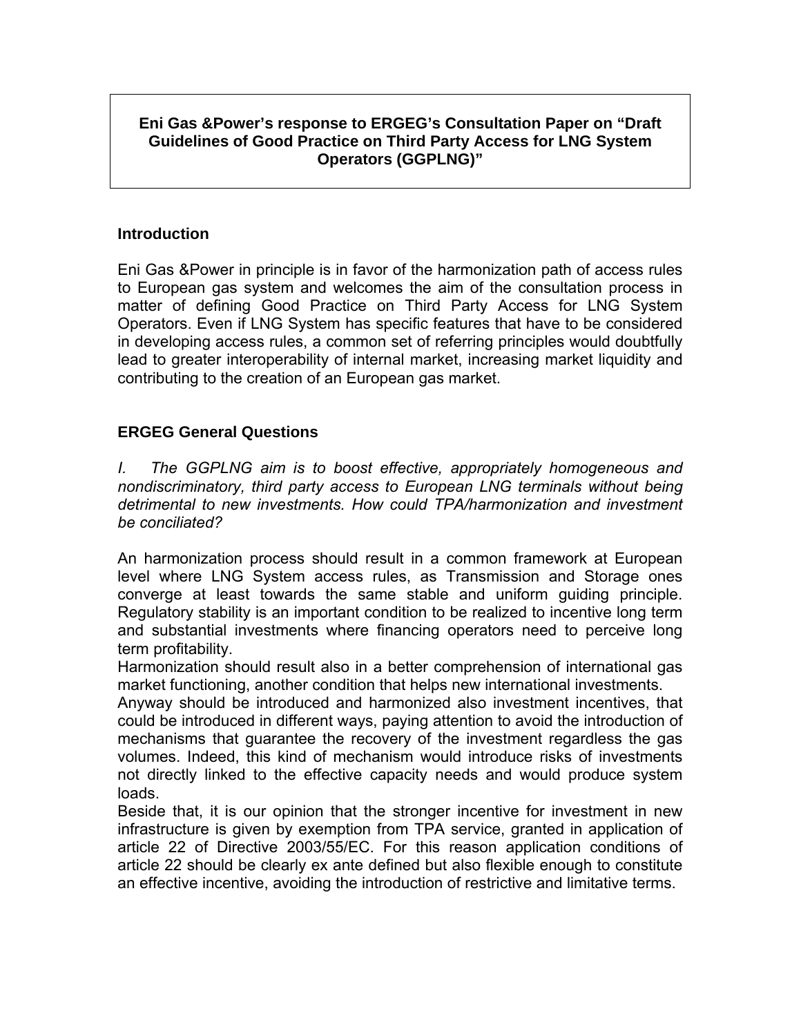**Eni Gas &Power's response to ERGEG's Consultation Paper on "Draft Guidelines of Good Practice on Third Party Access for LNG System Operators (GGPLNG)"**

## Introduction

Eni Gas &Power in principle is in favor of the harmonization path of access rules to European gas system and welcomes the aim of the consultation process in matter of defining Good Practice on Third Party Access for LNG System Operators. Even if LNG System has specific features that have to be considered in developing access rules, a common set of referring principles would doubtfully lead to greater interoperability of internal market, increasing market liquidity and contributing to the creation of an European gas market.

## ERGEG General Questions

*I. The GGPLNG aim is to boost effective, appropriately homogeneous and nondiscriminatory, third party access to European LNG terminals without being detrimental to new investments. How could TPA/harmonization and investment be conciliated?*

An harmonization process should result in a common framework at European level where LNG System access rules, as Transmission and Storage ones converge at least towards the same stable and uniform guiding principle. Regulatory stability is an important condition to be realized to incentive long term and substantial investments where financing operators need to perceive long term profitability.

Harmonization should result also in a better comprehension of international gas market functioning, another condition that helps new international investments.

Anyway should be introduced and harmonized also investment incentives, that could be introduced in different ways, paying attention to avoid the introduction of mechanisms that guarantee the recovery of the investment regardless the gas volumes. Indeed, this kind of mechanism would introduce risks of investments not directly linked to the effective capacity needs and would produce system loads.

Beside that, it is our opinion that the stronger incentive for investment in new infrastructure is given by exemption from TPA service, granted in application of article 22 of Directive 2003/55/EC. For this reason application conditions of article 22 should be clearly ex ante defined but also flexible enough to constitute an effective incentive, avoiding the introduction of restrictive and limitative terms.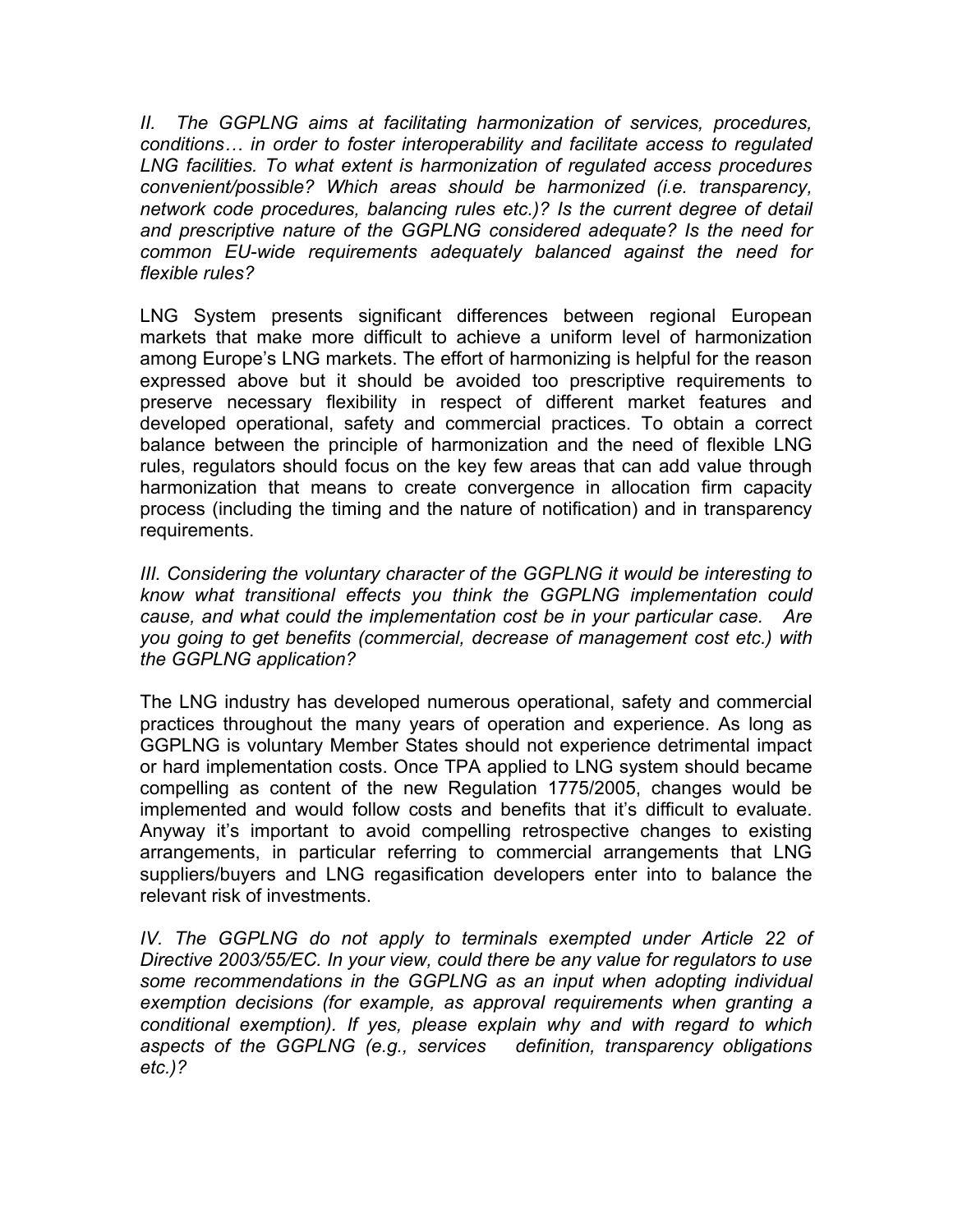*II. The GGPLNG aims at facilitating harmonization of services, procedures, conditions… in order to foster interoperability and facilitate access to regulated LNG facilities. To what extent is harmonization of regulated access procedures convenient/possible? Which areas should be harmonized (i.e. transparency, network code procedures, balancing rules etc.)? Is the current degree of detail and prescriptive nature of the GGPLNG considered adequate? Is the need for common EU-wide requirements adequately balanced against the need for flexible rules?*

LNG System presents significant differences between regional European markets that make more difficult to achieve a uniform level of harmonization among Europe's LNG markets. The effort of harmonizing is helpful for the reason expressed above but it should be avoided too prescriptive requirements to preserve necessary flexibility in respect of different market features and developed operational, safety and commercial practices. To obtain a correct balance between the principle of harmonization and the need of flexible LNG rules, regulators should focus on the key few areas that can add value through harmonization that means to create convergence in allocation firm capacity process (including the timing and the nature of notification) and in transparency requirements.

*III. Considering the voluntary character of the GGPLNG it would be interesting to know what transitional effects you think the GGPLNG implementation could cause, and what could the implementation cost be in your particular case. Are you going to get benefits (commercial, decrease of management cost etc.) with the GGPLNG application?*

The LNG industry has developed numerous operational, safety and commercial practices throughout the many years of operation and experience. As long as GGPLNG is voluntary Member States should not experience detrimental impact or hard implementation costs. Once TPA applied to LNG system should became compelling as content of the new Regulation 1775/2005, changes would be implemented and would follow costs and benefits that it's difficult to evaluate. Anyway it's important to avoid compelling retrospective changes to existing arrangements, in particular referring to commercial arrangements that LNG suppliers/buyers and LNG regasification developers enter into to balance the relevant risk of investments.

*IV. The GGPLNG do not apply to terminals exempted under Article 22 of Directive 2003/55/EC. In your view, could there be any value for regulators to use some recommendations in the GGPLNG as an input when adopting individual exemption decisions (for example, as approval requirements when granting a conditional exemption). If yes, please explain why and with regard to which aspects of the GGPLNG (e.g., services definition, transparency obligations etc.)?*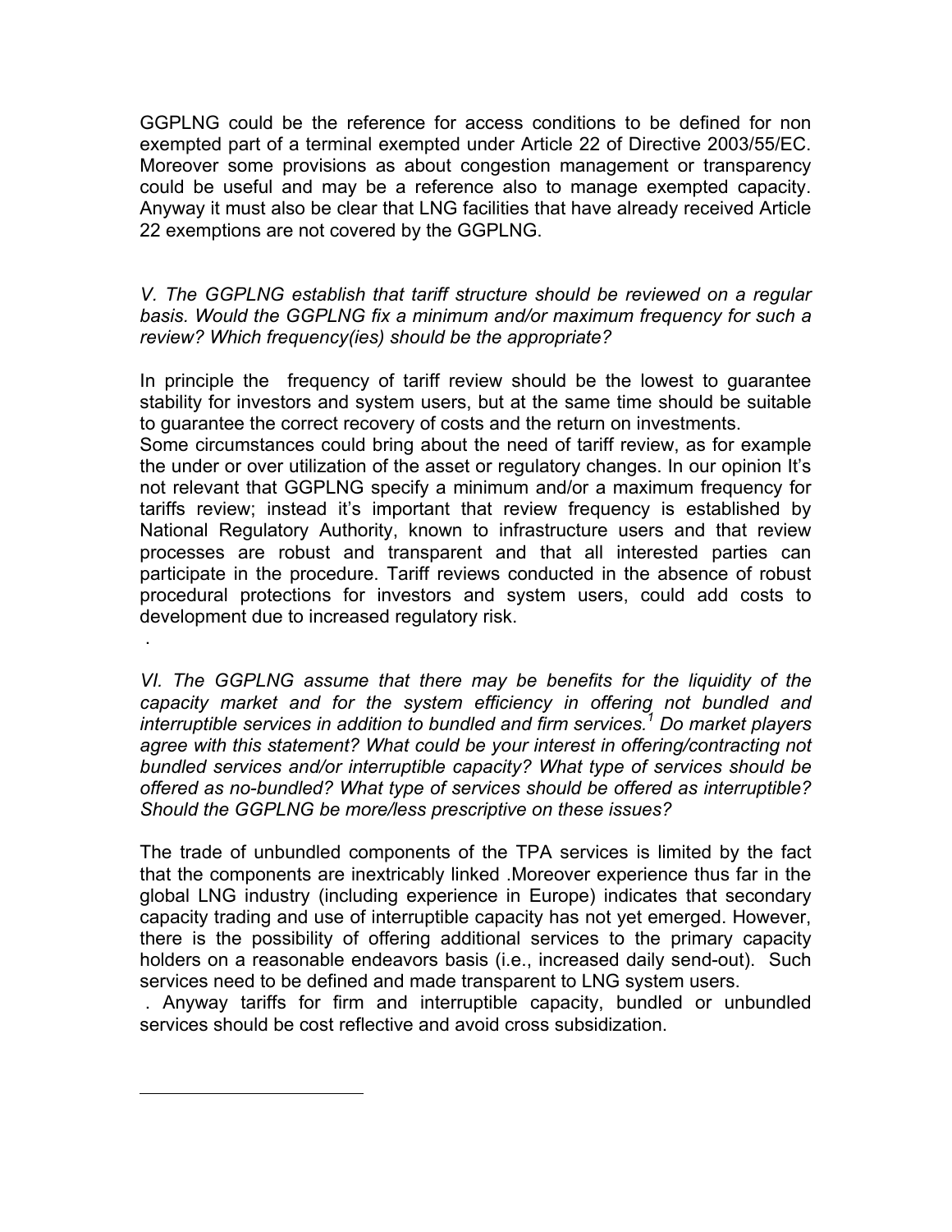GGPLNG could be the reference for access conditions to be defined for non exempted part of a terminal exempted under Article 22 of Directive 2003/55/EC. Moreover some provisions as about congestion management or transparency could be useful and may be a reference also to manage exempted capacity. Anyway it must also be clear that LNG facilities that have already received Article 22 exemptions are not covered by the GGPLNG.

*V. The GGPLNG establish that tariff structure should be reviewed on a regular basis. Would the GGPLNG fix a minimum and/or maximum frequency for such a review? Which frequency(ies) should be the appropriate?*

In principle the frequency of tariff review should be the lowest to guarantee stability for investors and system users, but at the same time should be suitable to guarantee the correct recovery of costs and the return on investments.
Some circumstances could bring about the need of tariff review, as for example the under or over utilization of the asset or regulatory changes. In our opinion It's not relevant that GGPLNG specify a minimum and/or a maximum frequency for tariffs review; instead it's important that review frequency is established by National Regulatory Authority, known to infrastructure users and that review processes are robust and transparent and that all interested parties can participate in the procedure. Tariff reviews conducted in the absence of robust procedural protections for investors and system users, could add costs to development due to increased regulatory risk.

.

*VI. The GGPLNG assume that there may be benefits for the liquidity of the capacity market and for the system efficiency in offering not bundled and interruptible services in addition to bundled and firm services.[1] Do market players agree with this statement? What could be your interest in offering/contracting not bundled services and/or interruptible capacity? What type of services should be offered as no-bundled? What type of services should be offered as interruptible? Should the GGPLNG be more/less prescriptive on these issues?*

The trade of unbundled components of the TPA services is limited by the fact that the components are inextricably linked .Moreover experience thus far in the global LNG industry (including experience in Europe) indicates that secondary capacity trading and use of interruptible capacity has not yet emerged. However, there is the possibility of offering additional services to the primary capacity holders on a reasonable endeavors basis (i.e., increased daily send-out). Such services need to be defined and made transparent to LNG system users.

. Anyway tariffs for firm and interruptible capacity, bundled or unbundled services should be cost reflective and avoid cross subsidization.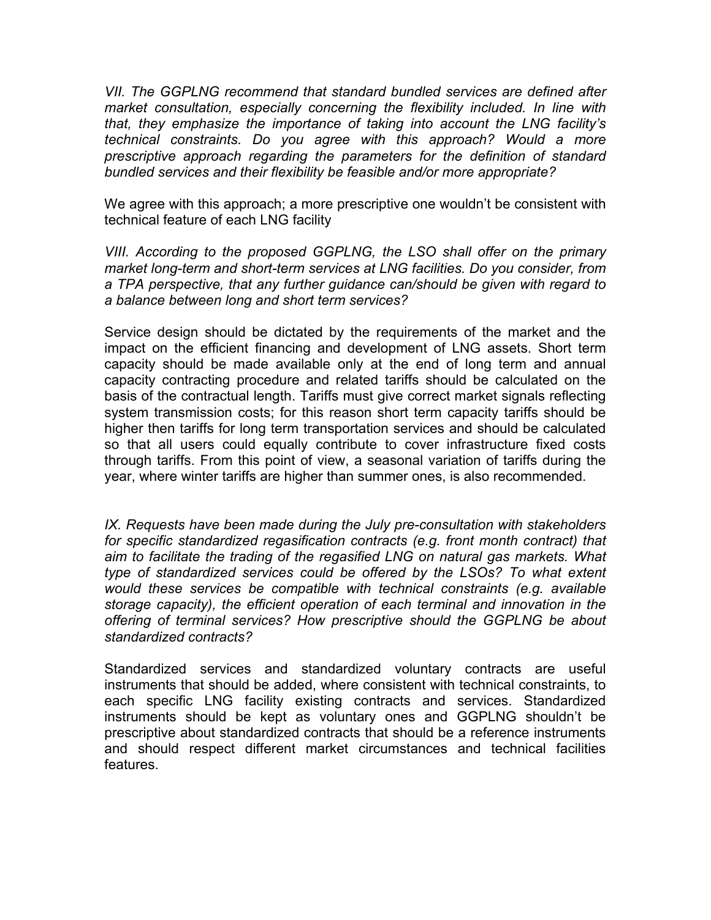*VII. The GGPLNG recommend that standard bundled services are defined after market consultation, especially concerning the flexibility included. In line with that, they emphasize the importance of taking into account the LNG facility's technical constraints. Do you agree with this approach? Would a more prescriptive approach regarding the parameters for the definition of standard bundled services and their flexibility be feasible and/or more appropriate?*

We agree with this approach; a more prescriptive one wouldn't be consistent with technical feature of each LNG facility

*VIII. According to the proposed GGPLNG, the LSO shall offer on the primary market long-term and short-term services at LNG facilities. Do you consider, from a TPA perspective, that any further guidance can/should be given with regard to a balance between long and short term services?*

Service design should be dictated by the requirements of the market and the impact on the efficient financing and development of LNG assets. Short term capacity should be made available only at the end of long term and annual capacity contracting procedure and related tariffs should be calculated on the basis of the contractual length. Tariffs must give correct market signals reflecting system transmission costs; for this reason short term capacity tariffs should be higher then tariffs for long term transportation services and should be calculated so that all users could equally contribute to cover infrastructure fixed costs through tariffs. From this point of view, a seasonal variation of tariffs during the year, where winter tariffs are higher than summer ones, is also recommended.

*IX. Requests have been made during the July pre-consultation with stakeholders for specific standardized regasification contracts (e.g. front month contract) that aim to facilitate the trading of the regasified LNG on natural gas markets. What type of standardized services could be offered by the LSOs? To what extent would these services be compatible with technical constraints (e.g. available storage capacity), the efficient operation of each terminal and innovation in the offering of terminal services? How prescriptive should the GGPLNG be about standardized contracts?*

Standardized services and standardized voluntary contracts are useful instruments that should be added, where consistent with technical constraints, to each specific LNG facility existing contracts and services. Standardized instruments should be kept as voluntary ones and GGPLNG shouldn't be prescriptive about standardized contracts that should be a reference instruments and should respect different market circumstances and technical facilities features.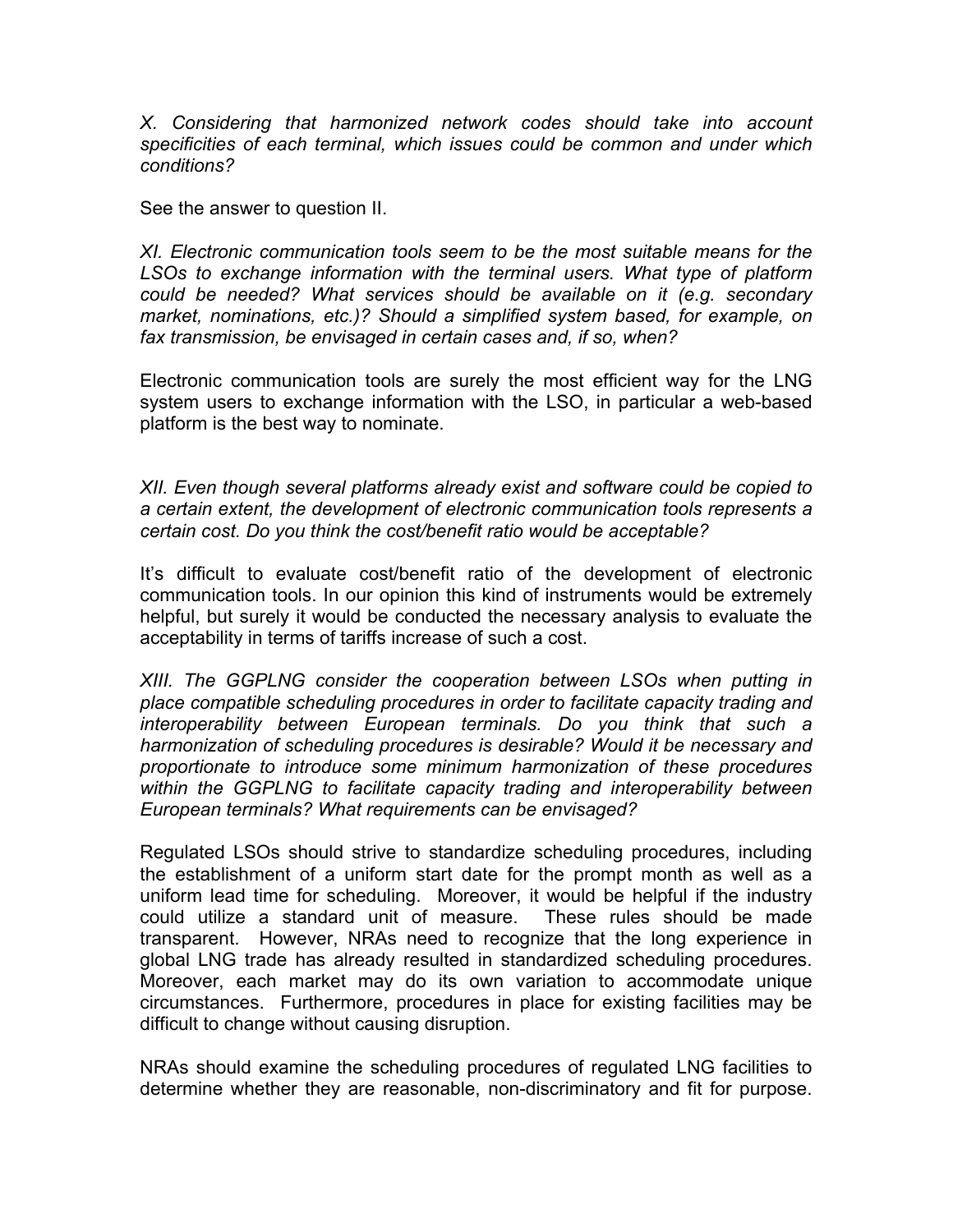*X. Considering that harmonized network codes should take into account specificities of each terminal, which issues could be common and under which conditions?*

See the answer to question II.

*XI. Electronic communication tools seem to be the most suitable means for the LSOs to exchange information with the terminal users. What type of platform could be needed? What services should be available on it (e.g. secondary market, nominations, etc.)? Should a simplified system based, for example, on fax transmission, be envisaged in certain cases and, if so, when?*

Electronic communication tools are surely the most efficient way for the LNG system users to exchange information with the LSO, in particular a web-based platform is the best way to nominate.

*XII. Even though several platforms already exist and software could be copied to a certain extent, the development of electronic communication tools represents a certain cost. Do you think the cost/benefit ratio would be acceptable?*

It's difficult to evaluate cost/benefit ratio of the development of electronic communication tools. In our opinion this kind of instruments would be extremely helpful, but surely it would be conducted the necessary analysis to evaluate the acceptability in terms of tariffs increase of such a cost.

*XIII. The GGPLNG consider the cooperation between LSOs when putting in place compatible scheduling procedures in order to facilitate capacity trading and interoperability between European terminals. Do you think that such a harmonization of scheduling procedures is desirable? Would it be necessary and proportionate to introduce some minimum harmonization of these procedures within the GGPLNG to facilitate capacity trading and interoperability between European terminals? What requirements can be envisaged?*

Regulated LSOs should strive to standardize scheduling procedures, including the establishment of a uniform start date for the prompt month as well as a uniform lead time for scheduling. Moreover, it would be helpful if the industry could utilize a standard unit of measure. These rules should be made transparent. However, NRAs need to recognize that the long experience in global LNG trade has already resulted in standardized scheduling procedures. Moreover, each market may do its own variation to accommodate unique circumstances. Furthermore, procedures in place for existing facilities may be difficult to change without causing disruption.

NRAs should examine the scheduling procedures of regulated LNG facilities to determine whether they are reasonable, non-discriminatory and fit for purpose.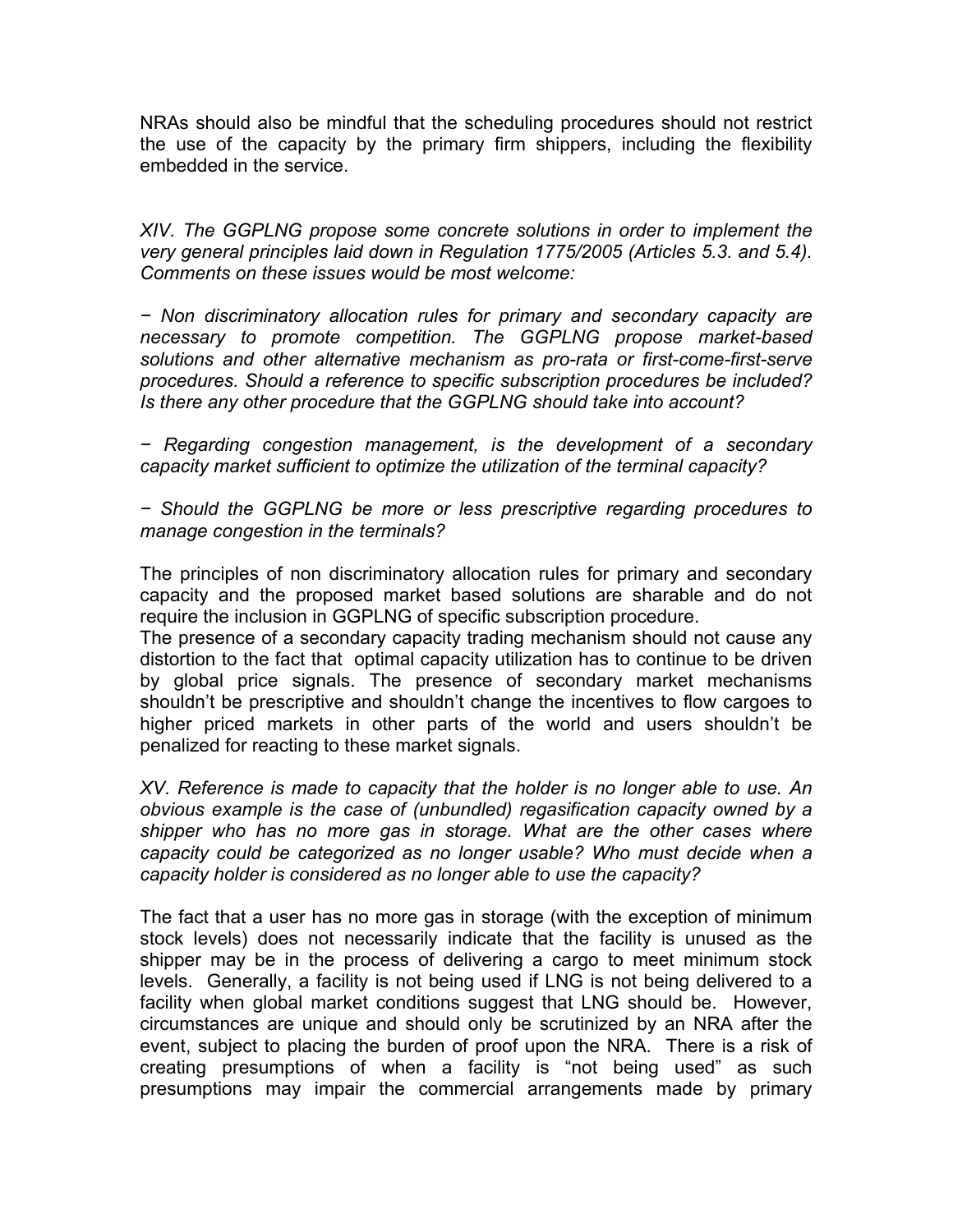NRAs should also be mindful that the scheduling procedures should not restrict the use of the capacity by the primary firm shippers, including the flexibility embedded in the service.

*XIV. The GGPLNG propose some concrete solutions in order to implement the very general principles laid down in Regulation 1775/2005 (Articles 5.3. and 5.4). Comments on these issues would be most welcome:*

*− Non discriminatory allocation rules for primary and secondary capacity are necessary to promote competition. The GGPLNG propose market-based solutions and other alternative mechanism as pro-rata or first-come-first-serve procedures. Should a reference to specific subscription procedures be included? Is there any other procedure that the GGPLNG should take into account?*

*− Regarding congestion management, is the development of a secondary capacity market sufficient to optimize the utilization of the terminal capacity?*

*− Should the GGPLNG be more or less prescriptive regarding procedures to manage congestion in the terminals?*

The principles of non discriminatory allocation rules for primary and secondary capacity and the proposed market based solutions are sharable and do not require the inclusion in GGPLNG of specific subscription procedure.
The presence of a secondary capacity trading mechanism should not cause any distortion to the fact that optimal capacity utilization has to continue to be driven by global price signals. The presence of secondary market mechanisms shouldn't be prescriptive and shouldn't change the incentives to flow cargoes to higher priced markets in other parts of the world and users shouldn't be penalized for reacting to these market signals.

*XV. Reference is made to capacity that the holder is no longer able to use. An obvious example is the case of (unbundled) regasification capacity owned by a shipper who has no more gas in storage. What are the other cases where capacity could be categorized as no longer usable? Who must decide when a capacity holder is considered as no longer able to use the capacity?*

The fact that a user has no more gas in storage (with the exception of minimum stock levels) does not necessarily indicate that the facility is unused as the shipper may be in the process of delivering a cargo to meet minimum stock levels. Generally, a facility is not being used if LNG is not being delivered to a facility when global market conditions suggest that LNG should be. However, circumstances are unique and should only be scrutinized by an NRA after the event, subject to placing the burden of proof upon the NRA. There is a risk of creating presumptions of when a facility is "not being used" as such presumptions may impair the commercial arrangements made by primary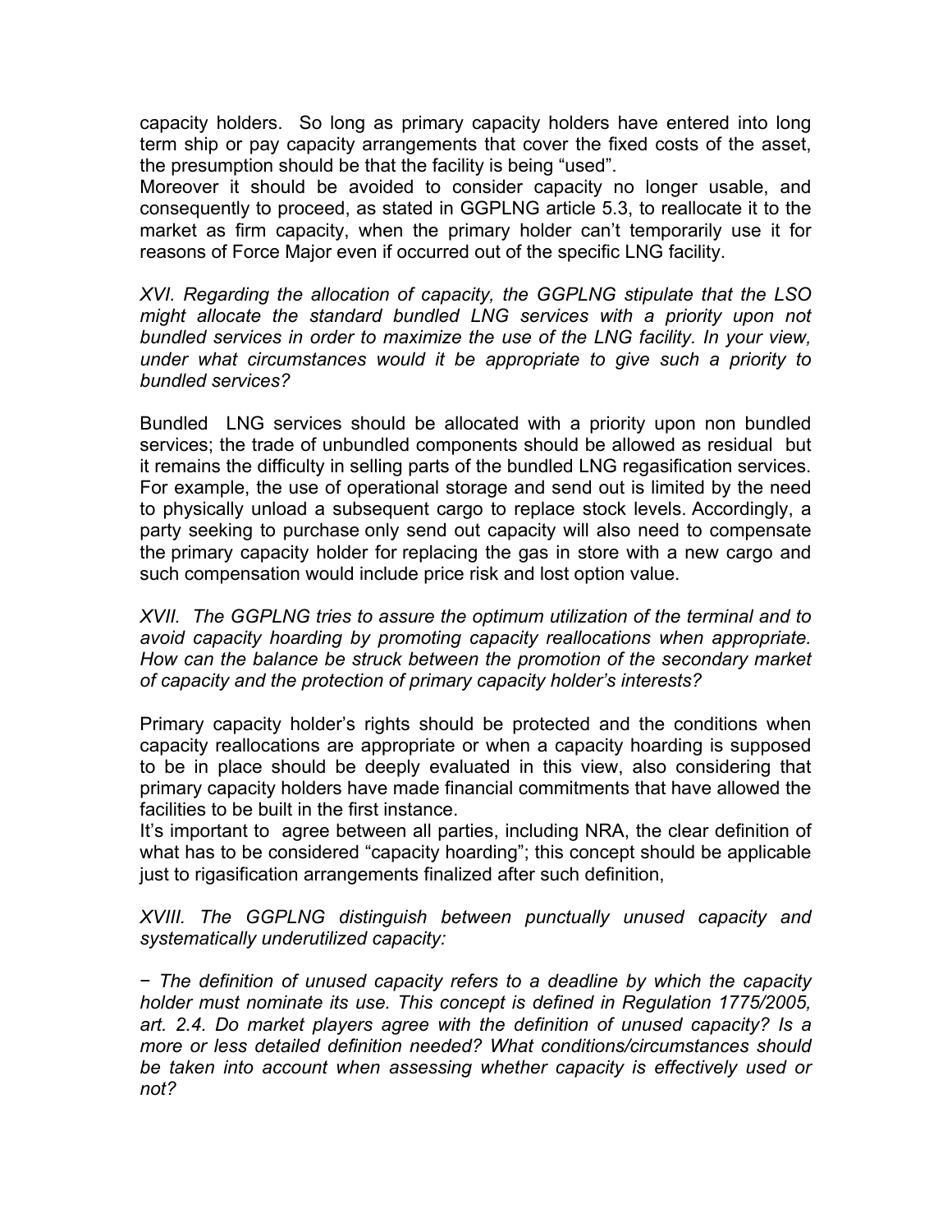capacity holders. So long as primary capacity holders have entered into long term ship or pay capacity arrangements that cover the fixed costs of the asset, the presumption should be that the facility is being "used".

Moreover it should be avoided to consider capacity no longer usable, and consequently to proceed, as stated in GGPLNG article 5.3, to reallocate it to the market as firm capacity, when the primary holder can't temporarily use it for reasons of Force Major even if occurred out of the specific LNG facility.

*XVI. Regarding the allocation of capacity, the GGPLNG stipulate that the LSO might allocate the standard bundled LNG services with a priority upon not bundled services in order to maximize the use of the LNG facility. In your view, under what circumstances would it be appropriate to give such a priority to bundled services?*

Bundled LNG services should be allocated with a priority upon non bundled services; the trade of unbundled components should be allowed as residual but it remains the difficulty in selling parts of the bundled LNG regasification services. For example, the use of operational storage and send out is limited by the need to physically unload a subsequent cargo to replace stock levels. Accordingly, a party seeking to purchase only send out capacity will also need to compensate the primary capacity holder for replacing the gas in store with a new cargo and such compensation would include price risk and lost option value.

*XVII. The GGPLNG tries to assure the optimum utilization of the terminal and to avoid capacity hoarding by promoting capacity reallocations when appropriate. How can the balance be struck between the promotion of the secondary market of capacity and the protection of primary capacity holder's interests?*

Primary capacity holder's rights should be protected and the conditions when capacity reallocations are appropriate or when a capacity hoarding is supposed to be in place should be deeply evaluated in this view, also considering that primary capacity holders have made financial commitments that have allowed the facilities to be built in the first instance.

It's important to agree between all parties, including NRA, the clear definition of what has to be considered "capacity hoarding"; this concept should be applicable just to rigasification arrangements finalized after such definition,

*XVIII. The GGPLNG distinguish between punctually unused capacity and systematically underutilized capacity:*

*− The definition of unused capacity refers to a deadline by which the capacity holder must nominate its use. This concept is defined in Regulation 1775/2005, art. 2.4. Do market players agree with the definition of unused capacity? Is a more or less detailed definition needed? What conditions/circumstances should be taken into account when assessing whether capacity is effectively used or not?*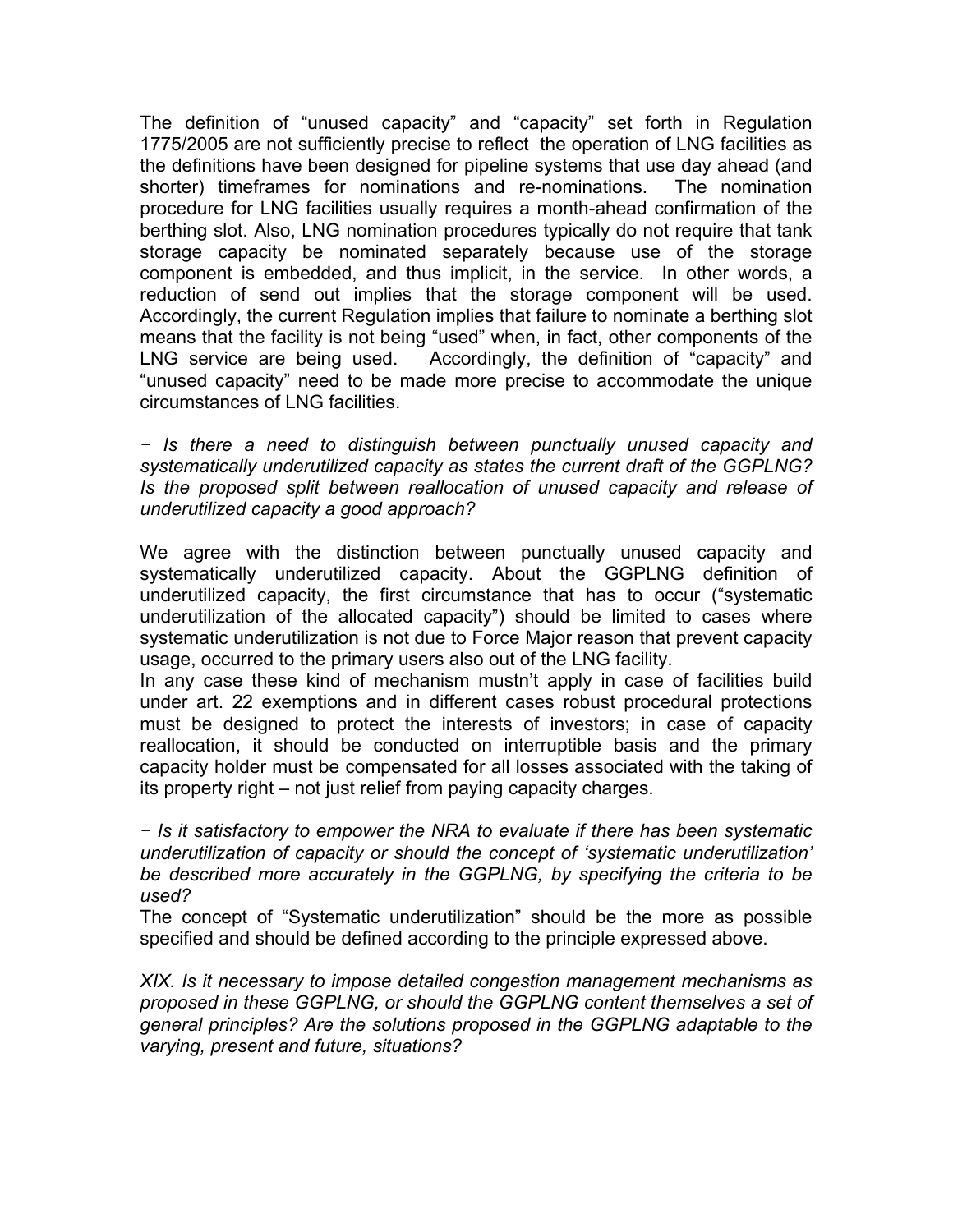The definition of "unused capacity" and "capacity" set forth in Regulation 1775/2005 are not sufficiently precise to reflect the operation of LNG facilities as the definitions have been designed for pipeline systems that use day ahead (and shorter) timeframes for nominations and re-nominations. The nomination procedure for LNG facilities usually requires a month-ahead confirmation of the berthing slot. Also, LNG nomination procedures typically do not require that tank storage capacity be nominated separately because use of the storage component is embedded, and thus implicit, in the service. In other words, a reduction of send out implies that the storage component will be used. Accordingly, the current Regulation implies that failure to nominate a berthing slot means that the facility is not being "used" when, in fact, other components of the LNG service are being used. Accordingly, the definition of "capacity" and "unused capacity" need to be made more precise to accommodate the unique circumstances of LNG facilities.

*− Is there a need to distinguish between punctually unused capacity and systematically underutilized capacity as states the current draft of the GGPLNG? Is the proposed split between reallocation of unused capacity and release of underutilized capacity a good approach?*

We agree with the distinction between punctually unused capacity and systematically underutilized capacity. About the GGPLNG definition of underutilized capacity, the first circumstance that has to occur ("systematic underutilization of the allocated capacity") should be limited to cases where systematic underutilization is not due to Force Major reason that prevent capacity usage, occurred to the primary users also out of the LNG facility.

In any case these kind of mechanism mustn't apply in case of facilities build under art. 22 exemptions and in different cases robust procedural protections must be designed to protect the interests of investors; in case of capacity reallocation, it should be conducted on interruptible basis and the primary capacity holder must be compensated for all losses associated with the taking of its property right – not just relief from paying capacity charges.

*− Is it satisfactory to empower the NRA to evaluate if there has been systematic underutilization of capacity or should the concept of 'systematic underutilization' be described more accurately in the GGPLNG, by specifying the criteria to be used?*

The concept of "Systematic underutilization" should be the more as possible specified and should be defined according to the principle expressed above.

*XIX. Is it necessary to impose detailed congestion management mechanisms as proposed in these GGPLNG, or should the GGPLNG content themselves a set of general principles? Are the solutions proposed in the GGPLNG adaptable to the varying, present and future, situations?*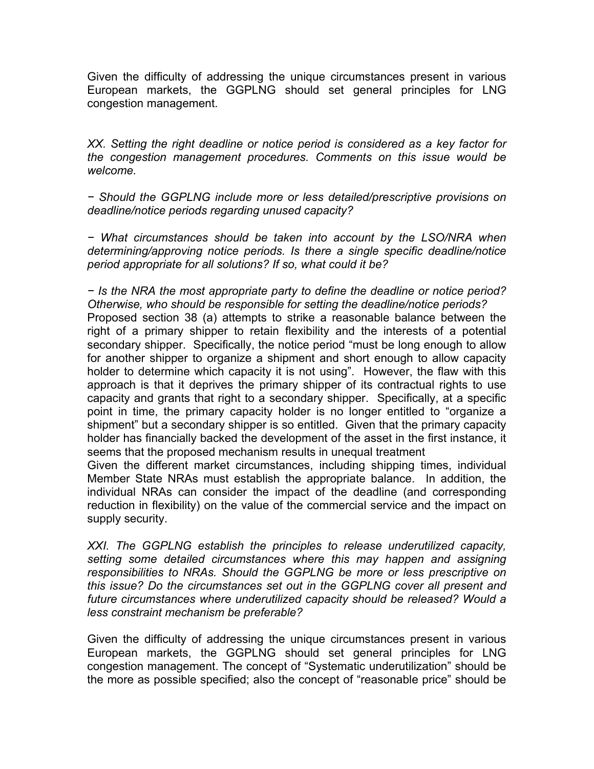Given the difficulty of addressing the unique circumstances present in various European markets, the GGPLNG should set general principles for LNG congestion management.

*XX. Setting the right deadline or notice period is considered as a key factor for the congestion management procedures. Comments on this issue would be welcome.*

*− Should the GGPLNG include more or less detailed/prescriptive provisions on deadline/notice periods regarding unused capacity?*

*− What circumstances should be taken into account by the LSO/NRA when determining/approving notice periods. Is there a single specific deadline/notice period appropriate for all solutions? If so, what could it be?*

*− Is the NRA the most appropriate party to define the deadline or notice period? Otherwise, who should be responsible for setting the deadline/notice periods?*

Proposed section 38 (a) attempts to strike a reasonable balance between the right of a primary shipper to retain flexibility and the interests of a potential secondary shipper. Specifically, the notice period "must be long enough to allow for another shipper to organize a shipment and short enough to allow capacity holder to determine which capacity it is not using". However, the flaw with this approach is that it deprives the primary shipper of its contractual rights to use capacity and grants that right to a secondary shipper. Specifically, at a specific point in time, the primary capacity holder is no longer entitled to "organize a shipment" but a secondary shipper is so entitled. Given that the primary capacity holder has financially backed the development of the asset in the first instance, it seems that the proposed mechanism results in unequal treatment

Given the different market circumstances, including shipping times, individual Member State NRAs must establish the appropriate balance. In addition, the individual NRAs can consider the impact of the deadline (and corresponding reduction in flexibility) on the value of the commercial service and the impact on supply security.

*XXI. The GGPLNG establish the principles to release underutilized capacity, setting some detailed circumstances where this may happen and assigning responsibilities to NRAs. Should the GGPLNG be more or less prescriptive on this issue? Do the circumstances set out in the GGPLNG cover all present and future circumstances where underutilized capacity should be released? Would a less constraint mechanism be preferable?*

Given the difficulty of addressing the unique circumstances present in various European markets, the GGPLNG should set general principles for LNG congestion management. The concept of "Systematic underutilization" should be the more as possible specified; also the concept of "reasonable price" should be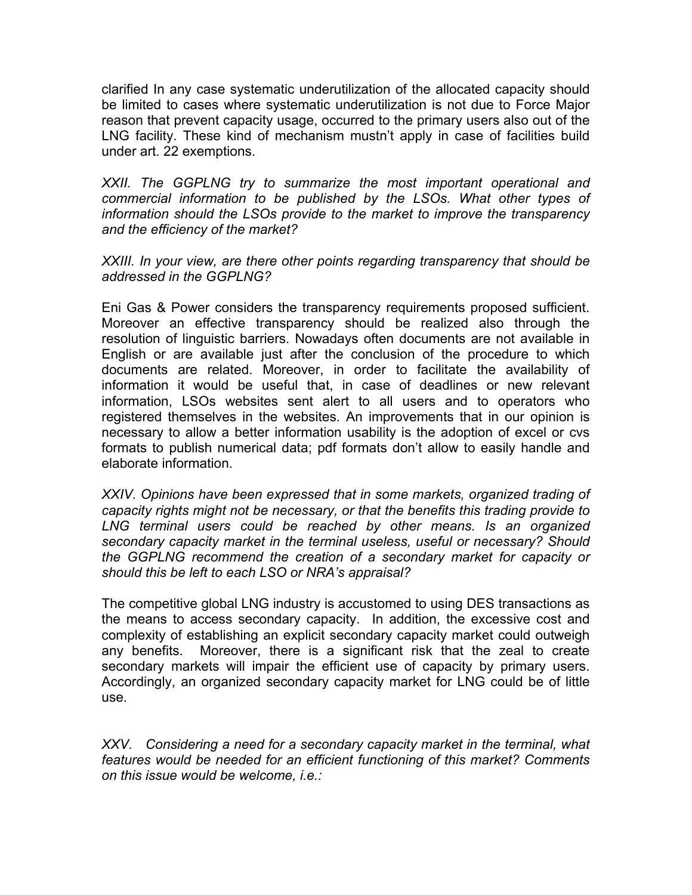clarified In any case systematic underutilization of the allocated capacity should be limited to cases where systematic underutilization is not due to Force Major reason that prevent capacity usage, occurred to the primary users also out of the LNG facility. These kind of mechanism mustn't apply in case of facilities build under art. 22 exemptions.

*XXII. The GGPLNG try to summarize the most important operational and commercial information to be published by the LSOs. What other types of information should the LSOs provide to the market to improve the transparency and the efficiency of the market?*

*XXIII. In your view, are there other points regarding transparency that should be addressed in the GGPLNG?*

Eni Gas & Power considers the transparency requirements proposed sufficient. Moreover an effective transparency should be realized also through the resolution of linguistic barriers. Nowadays often documents are not available in English or are available just after the conclusion of the procedure to which documents are related. Moreover, in order to facilitate the availability of information it would be useful that, in case of deadlines or new relevant information, LSOs websites sent alert to all users and to operators who registered themselves in the websites. An improvements that in our opinion is necessary to allow a better information usability is the adoption of excel or cvs formats to publish numerical data; pdf formats don't allow to easily handle and elaborate information.

*XXIV. Opinions have been expressed that in some markets, organized trading of capacity rights might not be necessary, or that the benefits this trading provide to LNG terminal users could be reached by other means. Is an organized secondary capacity market in the terminal useless, useful or necessary? Should the GGPLNG recommend the creation of a secondary market for capacity or should this be left to each LSO or NRA's appraisal?*

The competitive global LNG industry is accustomed to using DES transactions as the means to access secondary capacity. In addition, the excessive cost and complexity of establishing an explicit secondary capacity market could outweigh any benefits. Moreover, there is a significant risk that the zeal to create secondary markets will impair the efficient use of capacity by primary users. Accordingly, an organized secondary capacity market for LNG could be of little use.

*XXV. Considering a need for a secondary capacity market in the terminal, what features would be needed for an efficient functioning of this market? Comments on this issue would be welcome, i.e.:*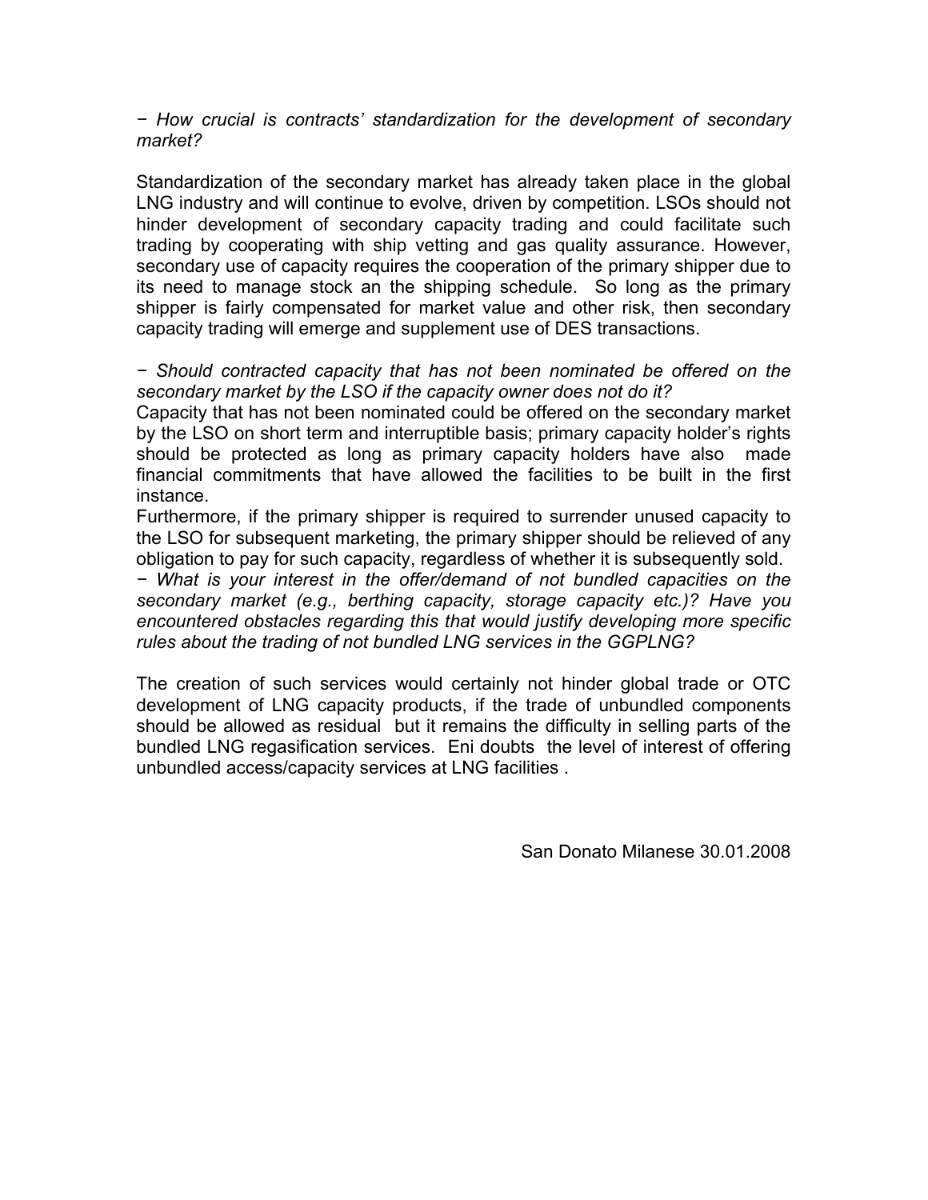− *How crucial is contracts' standardization for the development of secondary market?*

Standardization of the secondary market has already taken place in the global LNG industry and will continue to evolve, driven by competition. LSOs should not hinder development of secondary capacity trading and could facilitate such trading by cooperating with ship vetting and gas quality assurance. However, secondary use of capacity requires the cooperation of the primary shipper due to its need to manage stock an the shipping schedule. So long as the primary shipper is fairly compensated for market value and other risk, then secondary capacity trading will emerge and supplement use of DES transactions.

− *Should contracted capacity that has not been nominated be offered on the secondary market by the LSO if the capacity owner does not do it?*

Capacity that has not been nominated could be offered on the secondary market by the LSO on short term and interruptible basis; primary capacity holder's rights should be protected as long as primary capacity holders have also made financial commitments that have allowed the facilities to be built in the first instance.

Furthermore, if the primary shipper is required to surrender unused capacity to the LSO for subsequent marketing, the primary shipper should be relieved of any obligation to pay for such capacity, regardless of whether it is subsequently sold.

− *What is your interest in the offer/demand of not bundled capacities on the secondary market (e.g., berthing capacity, storage capacity etc.)? Have you encountered obstacles regarding this that would justify developing more specific rules about the trading of not bundled LNG services in the GGPLNG?*

The creation of such services would certainly not hinder global trade or OTC development of LNG capacity products, if the trade of unbundled components should be allowed as residual but it remains the difficulty in selling parts of the bundled LNG regasification services. Eni doubts the level of interest of offering unbundled access/capacity services at LNG facilities .

San Donato Milanese 30.01.2008